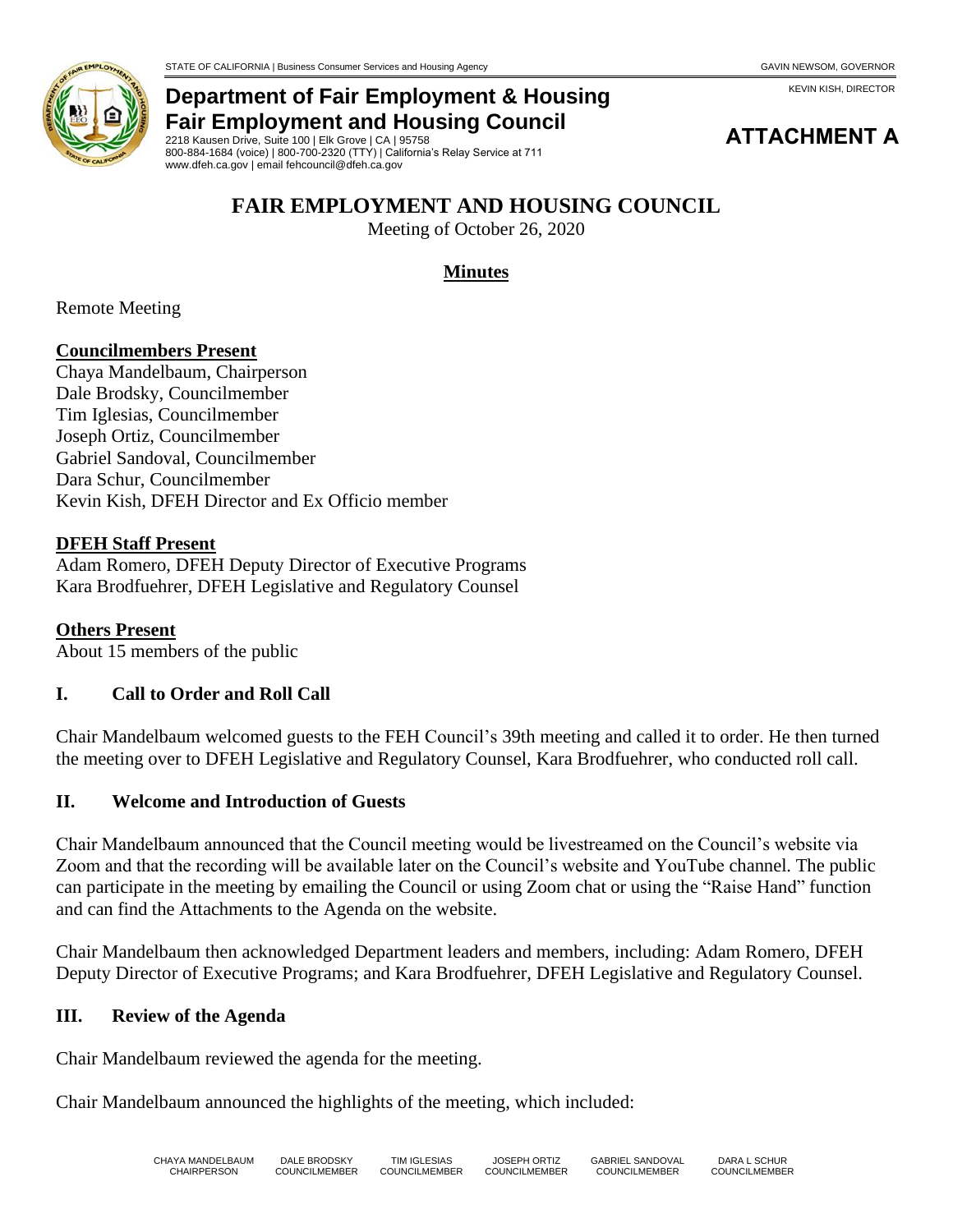STATE OF CALIFORNIA | Business Consumer Services and Housing Agency — GAVIN NEWSOM, GOVERNOR

KEVIN KISH, DIRECTOR

**Department of Fair Employment & Housing**
**Fair Employment and Housing Council**
2218 Kausen Drive, Suite 100 | Elk Grove | CA | 95758
800-884-1684 (voice) | 800-700-2320 (TTY) | California's Relay Service at 711
www.dfeh.ca.gov | email fehcouncil@dfeh.ca.gov

**ATTACHMENT A**

# FAIR EMPLOYMENT AND HOUSING COUNCIL

Meeting of October 26, 2020

## Minutes

Remote Meeting

**Councilmembers Present**

Chaya Mandelbaum, Chairperson
Dale Brodsky, Councilmember
Tim Iglesias, Councilmember
Joseph Ortiz, Councilmember
Gabriel Sandoval, Councilmember
Dara Schur, Councilmember
Kevin Kish, DFEH Director and Ex Officio member

**DFEH Staff Present**

Adam Romero, DFEH Deputy Director of Executive Programs
Kara Brodfuehrer, DFEH Legislative and Regulatory Counsel

**Others Present**

About 15 members of the public

### I. Call to Order and Roll Call

Chair Mandelbaum welcomed guests to the FEH Council's 39th meeting and called it to order. He then turned the meeting over to DFEH Legislative and Regulatory Counsel, Kara Brodfuehrer, who conducted roll call.

### II. Welcome and Introduction of Guests

Chair Mandelbaum announced that the Council meeting would be livestreamed on the Council's website via Zoom and that the recording will be available later on the Council's website and YouTube channel. The public can participate in the meeting by emailing the Council or using Zoom chat or using the "Raise Hand" function and can find the Attachments to the Agenda on the website.

Chair Mandelbaum then acknowledged Department leaders and members, including: Adam Romero, DFEH Deputy Director of Executive Programs; and Kara Brodfuehrer, DFEH Legislative and Regulatory Counsel.

### III. Review of the Agenda

Chair Mandelbaum reviewed the agenda for the meeting.

Chair Mandelbaum announced the highlights of the meeting, which included:

CHAYA MANDELBAUM, CHAIRPERSON | DALE BRODSKY, COUNCILMEMBER | TIM IGLESIAS, COUNCILMEMBER | JOSEPH ORTIZ, COUNCILMEMBER | GABRIEL SANDOVAL, COUNCILMEMBER | DARA L SCHUR, COUNCILMEMBER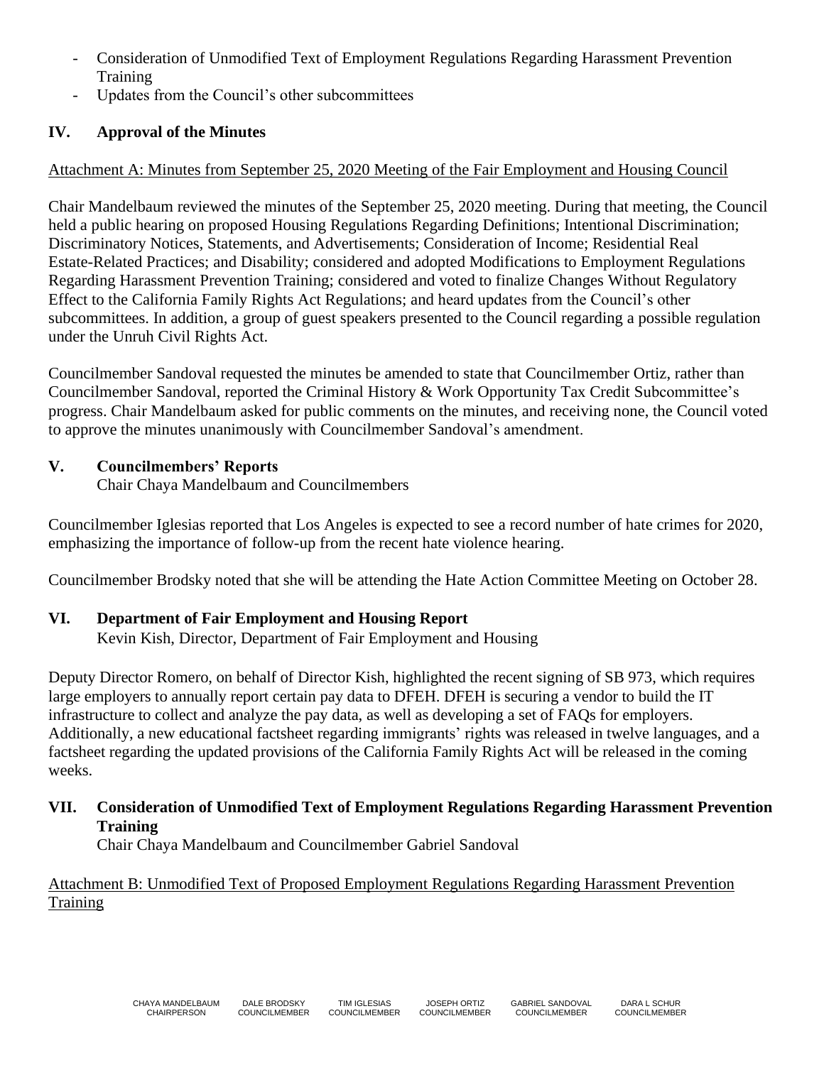- Consideration of Unmodified Text of Employment Regulations Regarding Harassment Prevention Training
- Updates from the Council's other subcommittees

## IV. Approval of the Minutes

Attachment A: Minutes from September 25, 2020 Meeting of the Fair Employment and Housing Council

Chair Mandelbaum reviewed the minutes of the September 25, 2020 meeting. During that meeting, the Council held a public hearing on proposed Housing Regulations Regarding Definitions; Intentional Discrimination; Discriminatory Notices, Statements, and Advertisements; Consideration of Income; Residential Real Estate-Related Practices; and Disability; considered and adopted Modifications to Employment Regulations Regarding Harassment Prevention Training; considered and voted to finalize Changes Without Regulatory Effect to the California Family Rights Act Regulations; and heard updates from the Council's other subcommittees. In addition, a group of guest speakers presented to the Council regarding a possible regulation under the Unruh Civil Rights Act.

Councilmember Sandoval requested the minutes be amended to state that Councilmember Ortiz, rather than Councilmember Sandoval, reported the Criminal History & Work Opportunity Tax Credit Subcommittee's progress. Chair Mandelbaum asked for public comments on the minutes, and receiving none, the Council voted to approve the minutes unanimously with Councilmember Sandoval's amendment.

## V. Councilmembers' Reports

Chair Chaya Mandelbaum and Councilmembers

Councilmember Iglesias reported that Los Angeles is expected to see a record number of hate crimes for 2020, emphasizing the importance of follow-up from the recent hate violence hearing.

Councilmember Brodsky noted that she will be attending the Hate Action Committee Meeting on October 28.

## VI. Department of Fair Employment and Housing Report

Kevin Kish, Director, Department of Fair Employment and Housing

Deputy Director Romero, on behalf of Director Kish, highlighted the recent signing of SB 973, which requires large employers to annually report certain pay data to DFEH. DFEH is securing a vendor to build the IT infrastructure to collect and analyze the pay data, as well as developing a set of FAQs for employers. Additionally, a new educational factsheet regarding immigrants' rights was released in twelve languages, and a factsheet regarding the updated provisions of the California Family Rights Act will be released in the coming weeks.

## VII. Consideration of Unmodified Text of Employment Regulations Regarding Harassment Prevention Training

Chair Chaya Mandelbaum and Councilmember Gabriel Sandoval

Attachment B: Unmodified Text of Proposed Employment Regulations Regarding Harassment Prevention Training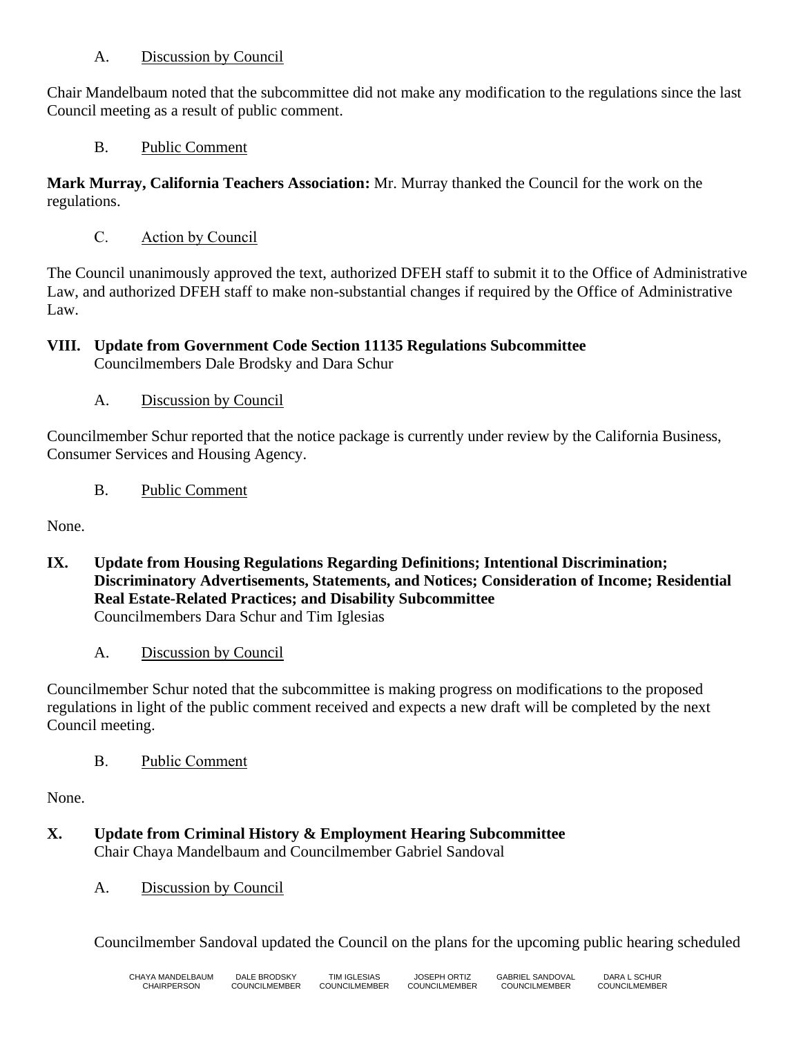A. Discussion by Council

Chair Mandelbaum noted that the subcommittee did not make any modification to the regulations since the last Council meeting as a result of public comment.

B. Public Comment

**Mark Murray, California Teachers Association:** Mr. Murray thanked the Council for the work on the regulations.

C. Action by Council

The Council unanimously approved the text, authorized DFEH staff to submit it to the Office of Administrative Law, and authorized DFEH staff to make non-substantial changes if required by the Office of Administrative Law.

## VIII. Update from Government Code Section 11135 Regulations Subcommittee

Councilmembers Dale Brodsky and Dara Schur

A. Discussion by Council

Councilmember Schur reported that the notice package is currently under review by the California Business, Consumer Services and Housing Agency.

B. Public Comment

None.

## IX. Update from Housing Regulations Regarding Definitions; Intentional Discrimination; Discriminatory Advertisements, Statements, and Notices; Consideration of Income; Residential Real Estate-Related Practices; and Disability Subcommittee

Councilmembers Dara Schur and Tim Iglesias

A. Discussion by Council

Councilmember Schur noted that the subcommittee is making progress on modifications to the proposed regulations in light of the public comment received and expects a new draft will be completed by the next Council meeting.

B. Public Comment

None.

## X. Update from Criminal History & Employment Hearing Subcommittee

Chair Chaya Mandelbaum and Councilmember Gabriel Sandoval

A. Discussion by Council

Councilmember Sandoval updated the Council on the plans for the upcoming public hearing scheduled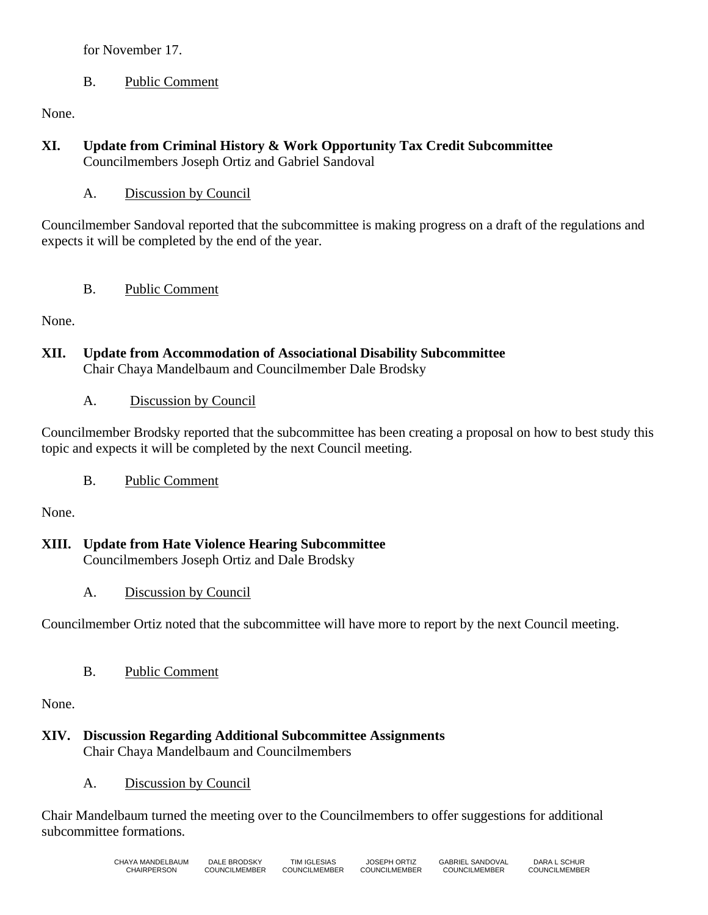for November 17.

B. Public Comment

None.

## XI. Update from Criminal History & Work Opportunity Tax Credit Subcommittee

Councilmembers Joseph Ortiz and Gabriel Sandoval

A. Discussion by Council

Councilmember Sandoval reported that the subcommittee is making progress on a draft of the regulations and expects it will be completed by the end of the year.

B. Public Comment

None.

## XII. Update from Accommodation of Associational Disability Subcommittee

Chair Chaya Mandelbaum and Councilmember Dale Brodsky

A. Discussion by Council

Councilmember Brodsky reported that the subcommittee has been creating a proposal on how to best study this topic and expects it will be completed by the next Council meeting.

B. Public Comment

None.

## XIII. Update from Hate Violence Hearing Subcommittee

Councilmembers Joseph Ortiz and Dale Brodsky

A. Discussion by Council

Councilmember Ortiz noted that the subcommittee will have more to report by the next Council meeting.

B. Public Comment

None.

## XIV. Discussion Regarding Additional Subcommittee Assignments

Chair Chaya Mandelbaum and Councilmembers

A. Discussion by Council

Chair Mandelbaum turned the meeting over to the Councilmembers to offer suggestions for additional subcommittee formations.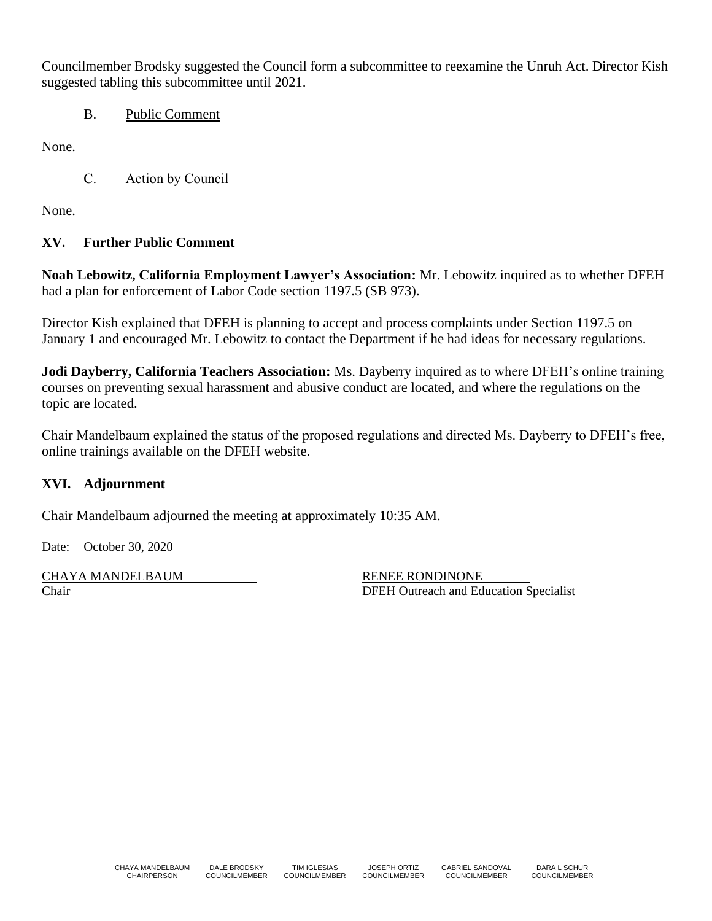Councilmember Brodsky suggested the Council form a subcommittee to reexamine the Unruh Act. Director Kish suggested tabling this subcommittee until 2021.

B. Public Comment

None.

C. Action by Council

None.

## XV. Further Public Comment

**Noah Lebowitz, California Employment Lawyer's Association:** Mr. Lebowitz inquired as to whether DFEH had a plan for enforcement of Labor Code section 1197.5 (SB 973).

Director Kish explained that DFEH is planning to accept and process complaints under Section 1197.5 on January 1 and encouraged Mr. Lebowitz to contact the Department if he had ideas for necessary regulations.

**Jodi Dayberry, California Teachers Association:** Ms. Dayberry inquired as to where DFEH's online training courses on preventing sexual harassment and abusive conduct are located, and where the regulations on the topic are located.

Chair Mandelbaum explained the status of the proposed regulations and directed Ms. Dayberry to DFEH's free, online trainings available on the DFEH website.

## XVI. Adjournment

Chair Mandelbaum adjourned the meeting at approximately 10:35 AM.

Date: October 30, 2020

CHAYA MANDELBAUM
Chair

RENEE RONDINONE
DFEH Outreach and Education Specialist